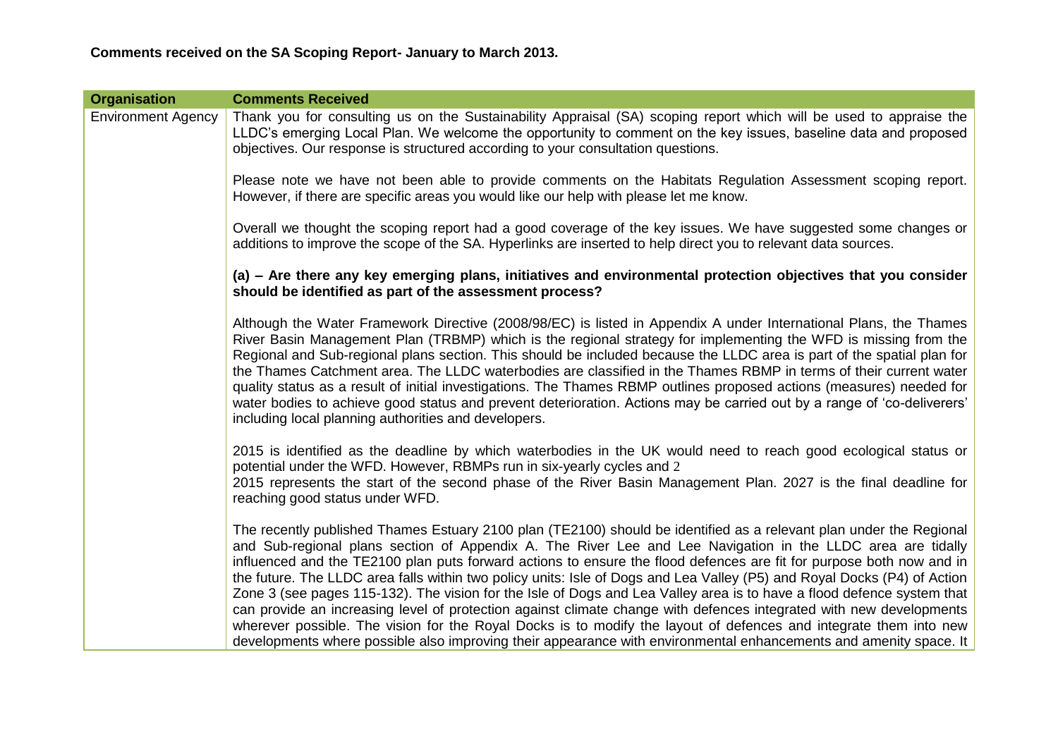**Comments received on the SA Scoping Report- January to March 2013.**

| Organisation | Comments Received |
| --- | --- |
| Environment Agency | Thank you for consulting us on the Sustainability Appraisal (SA) scoping report which will be used to appraise the LLDC's emerging Local Plan. We welcome the opportunity to comment on the key issues, baseline data and proposed objectives. Our response is structured according to your consultation questions.<br><br>Please note we have not been able to provide comments on the Habitats Regulation Assessment scoping report. However, if there are specific areas you would like our help with please let me know.<br><br>Overall we thought the scoping report had a good coverage of the key issues. We have suggested some changes or additions to improve the scope of the SA. Hyperlinks are inserted to help direct you to relevant data sources.<br><br>**(a) – Are there any key emerging plans, initiatives and environmental protection objectives that you consider should be identified as part of the assessment process?**<br><br>Although the Water Framework Directive (2008/98/EC) is listed in Appendix A under International Plans, the Thames River Basin Management Plan (TRBMP) which is the regional strategy for implementing the WFD is missing from the Regional and Sub-regional plans section. This should be included because the LLDC area is part of the spatial plan for the Thames Catchment area. The LLDC waterbodies are classified in the Thames RBMP in terms of their current water quality status as a result of initial investigations. The Thames RBMP outlines proposed actions (measures) needed for water bodies to achieve good status and prevent deterioration. Actions may be carried out by a range of 'co-deliverers' including local planning authorities and developers.<br><br>2015 is identified as the deadline by which waterbodies in the UK would need to reach good ecological status or potential under the WFD. However, RBMPs run in six-yearly cycles and 2<br>2015 represents the start of the second phase of the River Basin Management Plan. 2027 is the final deadline for reaching good status under WFD.<br><br>The recently published Thames Estuary 2100 plan (TE2100) should be identified as a relevant plan under the Regional and Sub-regional plans section of Appendix A. The River Lee and Lee Navigation in the LLDC area are tidally influenced and the TE2100 plan puts forward actions to ensure the flood defences are fit for purpose both now and in the future. The LLDC area falls within two policy units: Isle of Dogs and Lea Valley (P5) and Royal Docks (P4) of Action Zone 3 (see pages 115-132). The vision for the Isle of Dogs and Lea Valley area is to have a flood defence system that can provide an increasing level of protection against climate change with defences integrated with new developments wherever possible. The vision for the Royal Docks is to modify the layout of defences and integrate them into new developments where possible also improving their appearance with environmental enhancements and amenity space. It |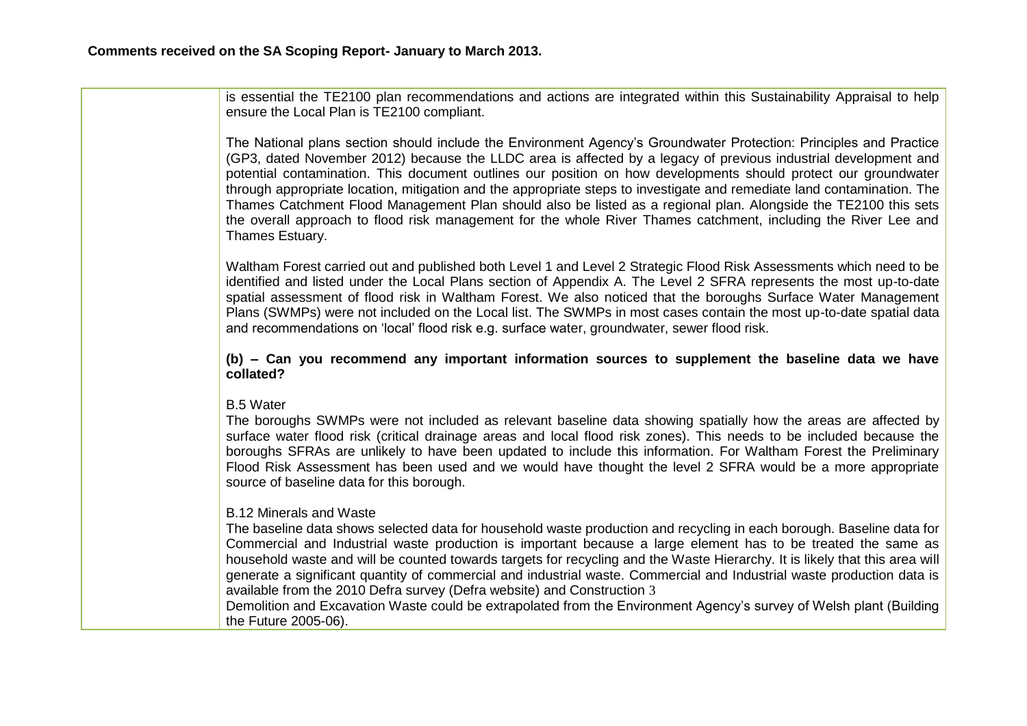**Comments received on the SA Scoping Report- January to March 2013.**

| | |
|---|---|
| | is essential the TE2100 plan recommendations and actions are integrated within this Sustainability Appraisal to help ensure the Local Plan is TE2100 compliant.<br><br>The National plans section should include the Environment Agency's Groundwater Protection: Principles and Practice (GP3, dated November 2012) because the LLDC area is affected by a legacy of previous industrial development and potential contamination. This document outlines our position on how developments should protect our groundwater through appropriate location, mitigation and the appropriate steps to investigate and remediate land contamination. The Thames Catchment Flood Management Plan should also be listed as a regional plan. Alongside the TE2100 this sets the overall approach to flood risk management for the whole River Thames catchment, including the River Lee and Thames Estuary.<br><br>Waltham Forest carried out and published both Level 1 and Level 2 Strategic Flood Risk Assessments which need to be identified and listed under the Local Plans section of Appendix A. The Level 2 SFRA represents the most up-to-date spatial assessment of flood risk in Waltham Forest. We also noticed that the boroughs Surface Water Management Plans (SWMPs) were not included on the Local list. The SWMPs in most cases contain the most up-to-date spatial data and recommendations on 'local' flood risk e.g. surface water, groundwater, sewer flood risk.<br><br>**(b) – Can you recommend any important information sources to supplement the baseline data we have collated?**<br><br>B.5 Water<br>The boroughs SWMPs were not included as relevant baseline data showing spatially how the areas are affected by surface water flood risk (critical drainage areas and local flood risk zones). This needs to be included because the boroughs SFRAs are unlikely to have been updated to include this information. For Waltham Forest the Preliminary Flood Risk Assessment has been used and we would have thought the level 2 SFRA would be a more appropriate source of baseline data for this borough.<br><br>B.12 Minerals and Waste<br>The baseline data shows selected data for household waste production and recycling in each borough. Baseline data for Commercial and Industrial waste production is important because a large element has to be treated the same as household waste and will be counted towards targets for recycling and the Waste Hierarchy. It is likely that this area will generate a significant quantity of commercial and industrial waste. Commercial and Industrial waste production data is available from the 2010 Defra survey (Defra website) and Construction 3<br>Demolition and Excavation Waste could be extrapolated from the Environment Agency's survey of Welsh plant (Building the Future 2005-06). |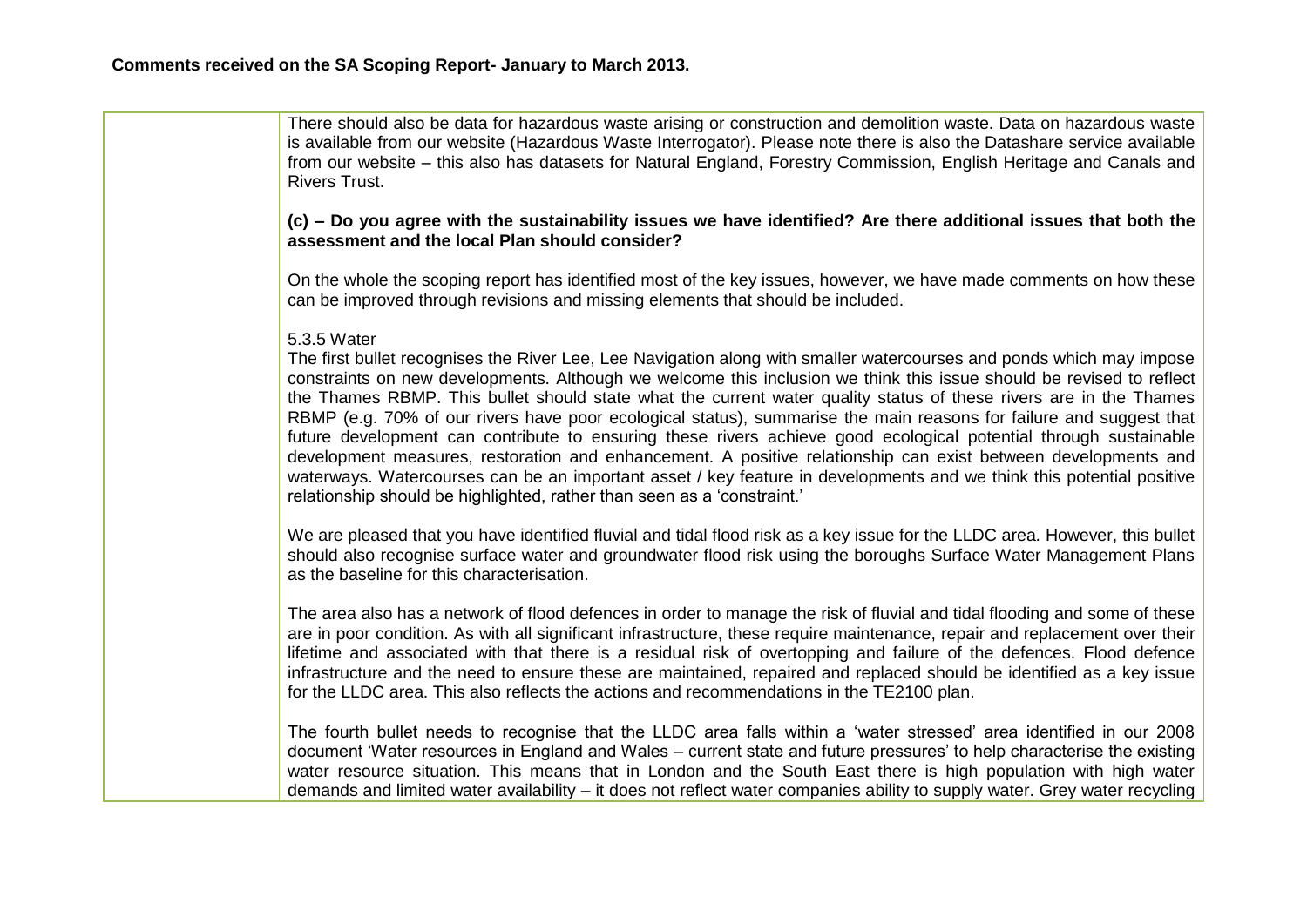**Comments received on the SA Scoping Report- January to March 2013.**

| | |
|---|---|
| | There should also be data for hazardous waste arising or construction and demolition waste. Data on hazardous waste is available from our website (Hazardous Waste Interrogator). Please note there is also the Datashare service available from our website – this also has datasets for Natural England, Forestry Commission, English Heritage and Canals and Rivers Trust.<br><br>**(c) – Do you agree with the sustainability issues we have identified? Are there additional issues that both the assessment and the local Plan should consider?**<br><br>On the whole the scoping report has identified most of the key issues, however, we have made comments on how these can be improved through revisions and missing elements that should be included.<br><br>5.3.5 Water<br>The first bullet recognises the River Lee, Lee Navigation along with smaller watercourses and ponds which may impose constraints on new developments. Although we welcome this inclusion we think this issue should be revised to reflect the Thames RBMP. This bullet should state what the current water quality status of these rivers are in the Thames RBMP (e.g. 70% of our rivers have poor ecological status), summarise the main reasons for failure and suggest that future development can contribute to ensuring these rivers achieve good ecological potential through sustainable development measures, restoration and enhancement. A positive relationship can exist between developments and waterways. Watercourses can be an important asset / key feature in developments and we think this potential positive relationship should be highlighted, rather than seen as a 'constraint.'<br><br>We are pleased that you have identified fluvial and tidal flood risk as a key issue for the LLDC area. However, this bullet should also recognise surface water and groundwater flood risk using the boroughs Surface Water Management Plans as the baseline for this characterisation.<br><br>The area also has a network of flood defences in order to manage the risk of fluvial and tidal flooding and some of these are in poor condition. As with all significant infrastructure, these require maintenance, repair and replacement over their lifetime and associated with that there is a residual risk of overtopping and failure of the defences. Flood defence infrastructure and the need to ensure these are maintained, repaired and replaced should be identified as a key issue for the LLDC area. This also reflects the actions and recommendations in the TE2100 plan.<br><br>The fourth bullet needs to recognise that the LLDC area falls within a 'water stressed' area identified in our 2008 document 'Water resources in England and Wales – current state and future pressures' to help characterise the existing water resource situation. This means that in London and the South East there is high population with high water demands and limited water availability – it does not reflect water companies ability to supply water. Grey water recycling |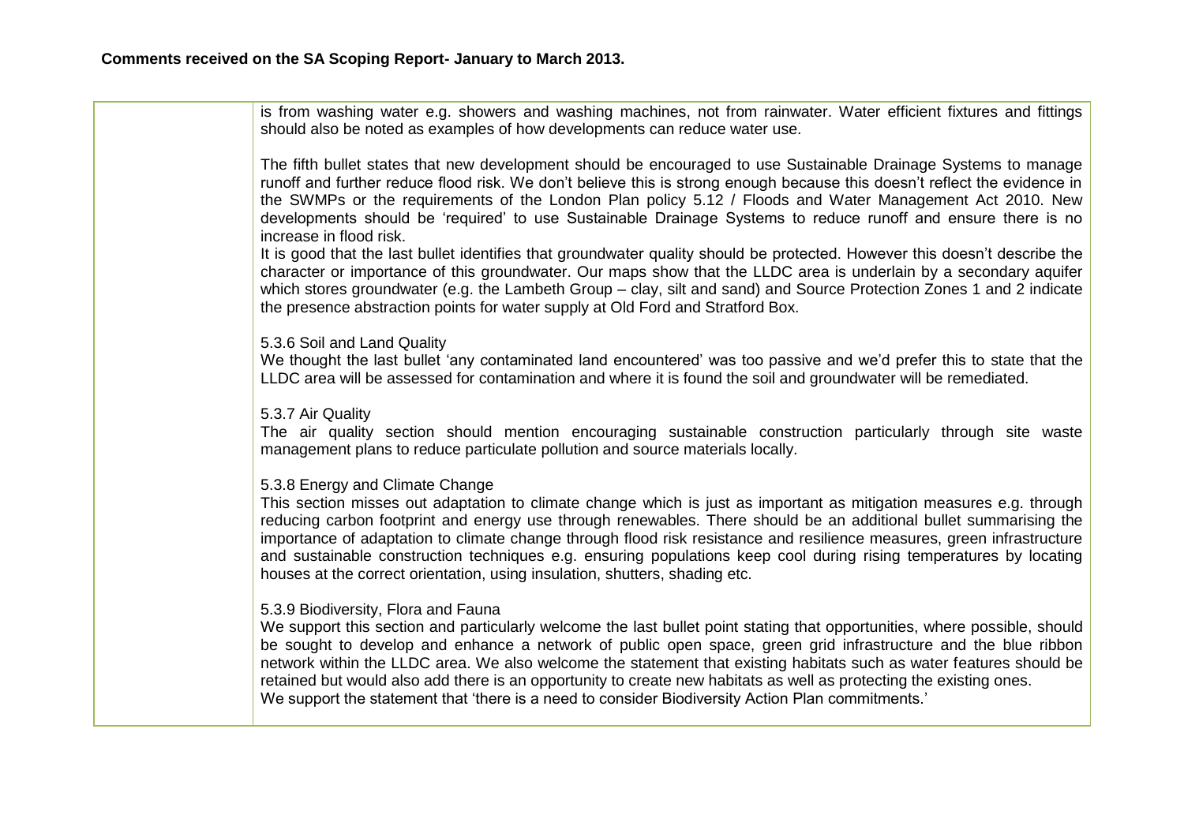**Comments received on the SA Scoping Report- January to March 2013.**

| | |
|---|---|
| | is from washing water e.g. showers and washing machines, not from rainwater. Water efficient fixtures and fittings should also be noted as examples of how developments can reduce water use.<br><br>The fifth bullet states that new development should be encouraged to use Sustainable Drainage Systems to manage runoff and further reduce flood risk. We don't believe this is strong enough because this doesn't reflect the evidence in the SWMPs or the requirements of the London Plan policy 5.12 / Floods and Water Management Act 2010. New developments should be 'required' to use Sustainable Drainage Systems to reduce runoff and ensure there is no increase in flood risk.<br>It is good that the last bullet identifies that groundwater quality should be protected. However this doesn't describe the character or importance of this groundwater. Our maps show that the LLDC area is underlain by a secondary aquifer which stores groundwater (e.g. the Lambeth Group – clay, silt and sand) and Source Protection Zones 1 and 2 indicate the presence abstraction points for water supply at Old Ford and Stratford Box.<br><br>5.3.6 Soil and Land Quality<br>We thought the last bullet 'any contaminated land encountered' was too passive and we'd prefer this to state that the LLDC area will be assessed for contamination and where it is found the soil and groundwater will be remediated.<br><br>5.3.7 Air Quality<br>The air quality section should mention encouraging sustainable construction particularly through site waste management plans to reduce particulate pollution and source materials locally.<br><br>5.3.8 Energy and Climate Change<br>This section misses out adaptation to climate change which is just as important as mitigation measures e.g. through reducing carbon footprint and energy use through renewables. There should be an additional bullet summarising the importance of adaptation to climate change through flood risk resistance and resilience measures, green infrastructure and sustainable construction techniques e.g. ensuring populations keep cool during rising temperatures by locating houses at the correct orientation, using insulation, shutters, shading etc.<br><br>5.3.9 Biodiversity, Flora and Fauna<br>We support this section and particularly welcome the last bullet point stating that opportunities, where possible, should be sought to develop and enhance a network of public open space, green grid infrastructure and the blue ribbon network within the LLDC area. We also welcome the statement that existing habitats such as water features should be retained but would also add there is an opportunity to create new habitats as well as protecting the existing ones.<br>We support the statement that 'there is a need to consider Biodiversity Action Plan commitments.' |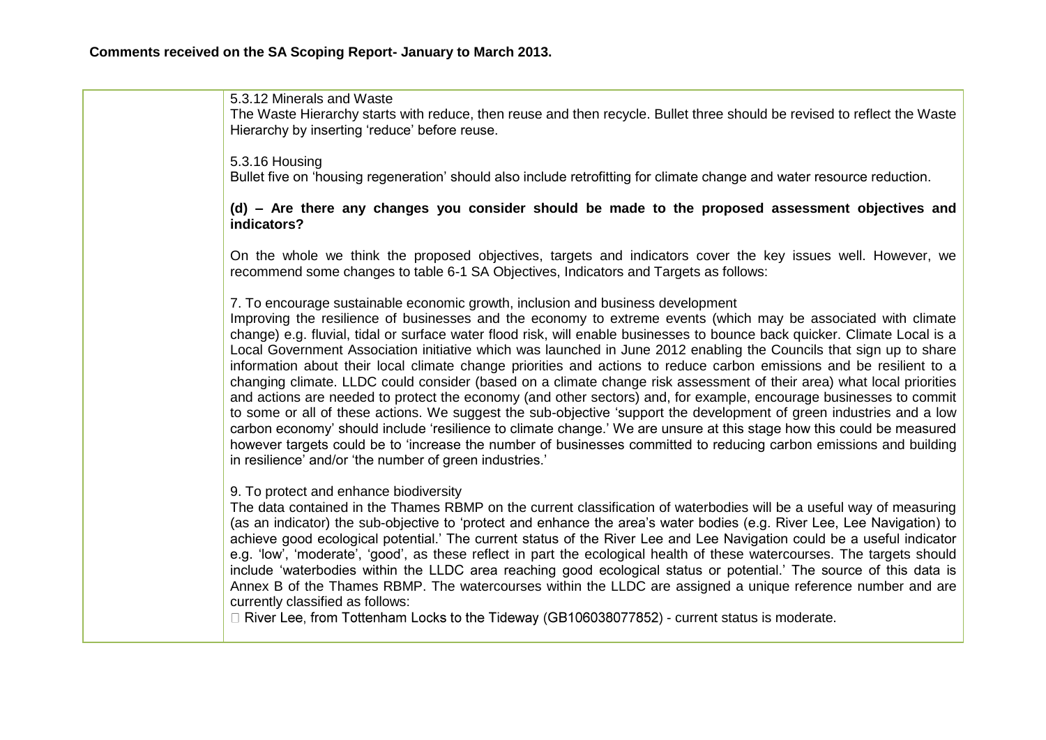**Comments received on the SA Scoping Report- January to March 2013.**

| | |
|---|---|
| | 5.3.12 Minerals and Waste<br>The Waste Hierarchy starts with reduce, then reuse and then recycle. Bullet three should be revised to reflect the Waste Hierarchy by inserting 'reduce' before reuse.<br><br>5.3.16 Housing<br>Bullet five on 'housing regeneration' should also include retrofitting for climate change and water resource reduction.<br><br>**(d) – Are there any changes you consider should be made to the proposed assessment objectives and indicators?**<br><br>On the whole we think the proposed objectives, targets and indicators cover the key issues well. However, we recommend some changes to table 6-1 SA Objectives, Indicators and Targets as follows:<br><br>7. To encourage sustainable economic growth, inclusion and business development<br>Improving the resilience of businesses and the economy to extreme events (which may be associated with climate change) e.g. fluvial, tidal or surface water flood risk, will enable businesses to bounce back quicker. Climate Local is a Local Government Association initiative which was launched in June 2012 enabling the Councils that sign up to share information about their local climate change priorities and actions to reduce carbon emissions and be resilient to a changing climate. LLDC could consider (based on a climate change risk assessment of their area) what local priorities and actions are needed to protect the economy (and other sectors) and, for example, encourage businesses to commit to some or all of these actions. We suggest the sub-objective 'support the development of green industries and a low carbon economy' should include 'resilience to climate change.' We are unsure at this stage how this could be measured however targets could be to 'increase the number of businesses committed to reducing carbon emissions and building in resilience' and/or 'the number of green industries.'<br><br>9. To protect and enhance biodiversity<br>The data contained in the Thames RBMP on the current classification of waterbodies will be a useful way of measuring (as an indicator) the sub-objective to 'protect and enhance the area's water bodies (e.g. River Lee, Lee Navigation) to achieve good ecological potential.' The current status of the River Lee and Lee Navigation could be a useful indicator e.g. 'low', 'moderate', 'good', as these reflect in part the ecological health of these watercourses. The targets should include 'waterbodies within the LLDC area reaching good ecological status or potential.' The source of this data is Annex B of the Thames RBMP. The watercourses within the LLDC are assigned a unique reference number and are currently classified as follows:<br>- River Lee, from Tottenham Locks to the Tideway (GB106038077852) - current status is moderate. |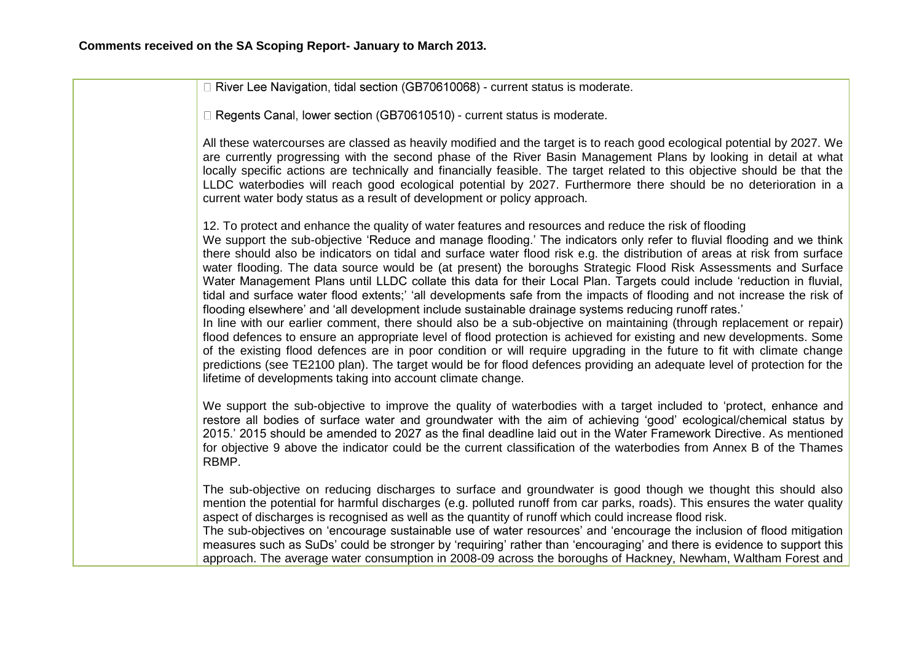**Comments received on the SA Scoping Report- January to March 2013.**

| | |
|---|---|
| | □ River Lee Navigation, tidal section (GB70610068) - current status is moderate.<br><br>□ Regents Canal, lower section (GB70610510) - current status is moderate.<br><br>All these watercourses are classed as heavily modified and the target is to reach good ecological potential by 2027. We are currently progressing with the second phase of the River Basin Management Plans by looking in detail at what locally specific actions are technically and financially feasible. The target related to this objective should be that the LLDC waterbodies will reach good ecological potential by 2027. Furthermore there should be no deterioration in a current water body status as a result of development or policy approach.<br><br>12. To protect and enhance the quality of water features and resources and reduce the risk of flooding<br>We support the sub-objective 'Reduce and manage flooding.' The indicators only refer to fluvial flooding and we think there should also be indicators on tidal and surface water flood risk e.g. the distribution of areas at risk from surface water flooding. The data source would be (at present) the boroughs Strategic Flood Risk Assessments and Surface Water Management Plans until LLDC collate this data for their Local Plan. Targets could include 'reduction in fluvial, tidal and surface water flood extents;' 'all developments safe from the impacts of flooding and not increase the risk of flooding elsewhere' and 'all development include sustainable drainage systems reducing runoff rates.'<br>In line with our earlier comment, there should also be a sub-objective on maintaining (through replacement or repair) flood defences to ensure an appropriate level of flood protection is achieved for existing and new developments. Some of the existing flood defences are in poor condition or will require upgrading in the future to fit with climate change predictions (see TE2100 plan). The target would be for flood defences providing an adequate level of protection for the lifetime of developments taking into account climate change.<br><br>We support the sub-objective to improve the quality of waterbodies with a target included to 'protect, enhance and restore all bodies of surface water and groundwater with the aim of achieving 'good' ecological/chemical status by 2015.' 2015 should be amended to 2027 as the final deadline laid out in the Water Framework Directive. As mentioned for objective 9 above the indicator could be the current classification of the waterbodies from Annex B of the Thames RBMP.<br><br>The sub-objective on reducing discharges to surface and groundwater is good though we thought this should also mention the potential for harmful discharges (e.g. polluted runoff from car parks, roads). This ensures the water quality aspect of discharges is recognised as well as the quantity of runoff which could increase flood risk.<br>The sub-objectives on 'encourage sustainable use of water resources' and 'encourage the inclusion of flood mitigation measures such as SuDs' could be stronger by 'requiring' rather than 'encouraging' and there is evidence to support this approach. The average water consumption in 2008-09 across the boroughs of Hackney, Newham, Waltham Forest and |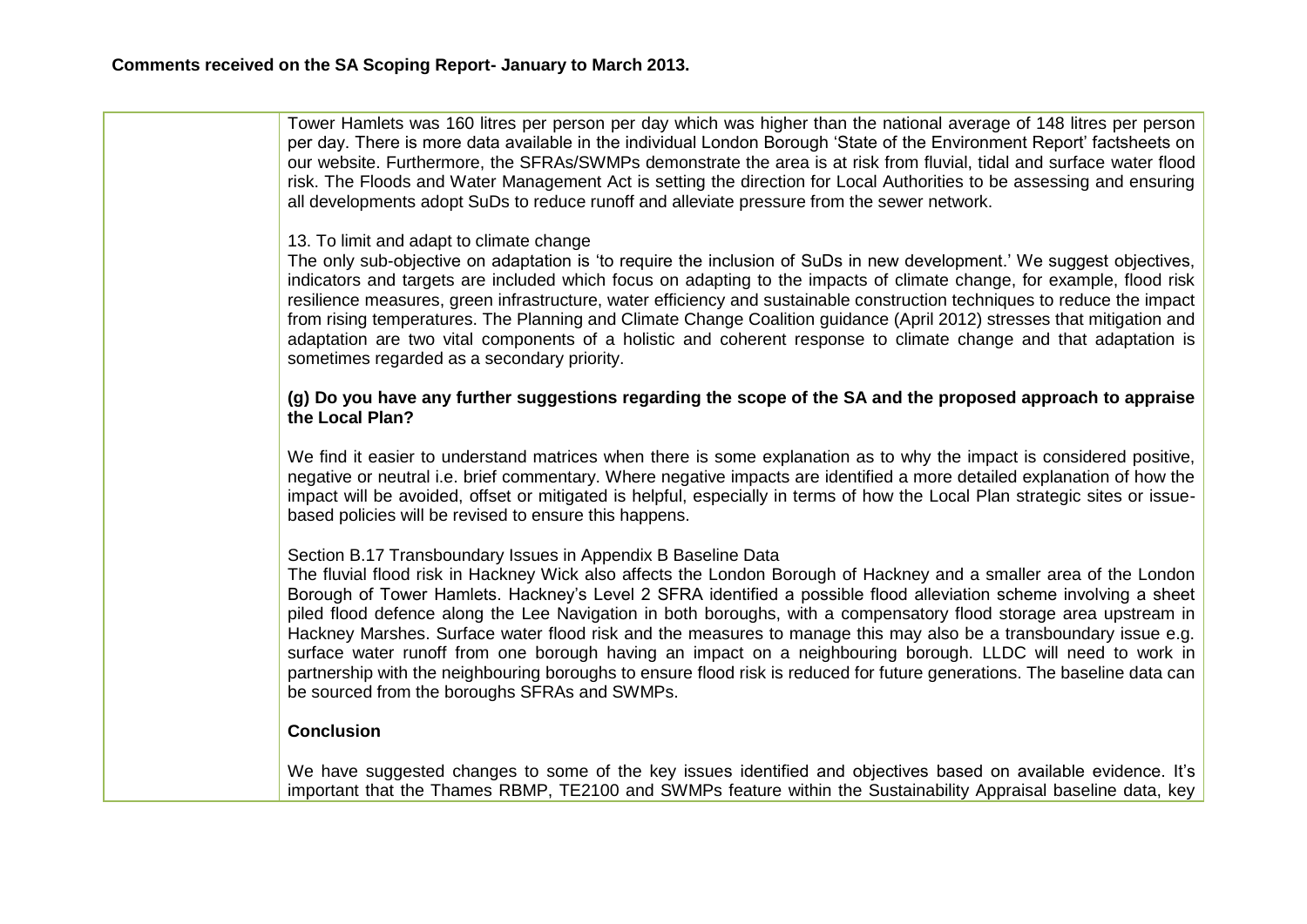Tower Hamlets was 160 litres per person per day which was higher than the national average of 148 litres per person per day. There is more data available in the individual London Borough 'State of the Environment Report' factsheets on our website. Furthermore, the SFRAs/SWMPs demonstrate the area is at risk from fluvial, tidal and surface water flood risk. The Floods and Water Management Act is setting the direction for Local Authorities to be assessing and ensuring all developments adopt SuDs to reduce runoff and alleviate pressure from the sewer network.

13. To limit and adapt to climate change

The only sub-objective on adaptation is 'to require the inclusion of SuDs in new development.' We suggest objectives, indicators and targets are included which focus on adapting to the impacts of climate change, for example, flood risk resilience measures, green infrastructure, water efficiency and sustainable construction techniques to reduce the impact from rising temperatures. The Planning and Climate Change Coalition guidance (April 2012) stresses that mitigation and adaptation are two vital components of a holistic and coherent response to climate change and that adaptation is sometimes regarded as a secondary priority.

**(g) Do you have any further suggestions regarding the scope of the SA and the proposed approach to appraise the Local Plan?**

We find it easier to understand matrices when there is some explanation as to why the impact is considered positive, negative or neutral i.e. brief commentary. Where negative impacts are identified a more detailed explanation of how the impact will be avoided, offset or mitigated is helpful, especially in terms of how the Local Plan strategic sites or issue-based policies will be revised to ensure this happens.

Section B.17 Transboundary Issues in Appendix B Baseline Data

The fluvial flood risk in Hackney Wick also affects the London Borough of Hackney and a smaller area of the London Borough of Tower Hamlets. Hackney's Level 2 SFRA identified a possible flood alleviation scheme involving a sheet piled flood defence along the Lee Navigation in both boroughs, with a compensatory flood storage area upstream in Hackney Marshes. Surface water flood risk and the measures to manage this may also be a transboundary issue e.g. surface water runoff from one borough having an impact on a neighbouring borough. LLDC will need to work in partnership with the neighbouring boroughs to ensure flood risk is reduced for future generations. The baseline data can be sourced from the boroughs SFRAs and SWMPs.

**Conclusion**

We have suggested changes to some of the key issues identified and objectives based on available evidence. It's important that the Thames RBMP, TE2100 and SWMPs feature within the Sustainability Appraisal baseline data, key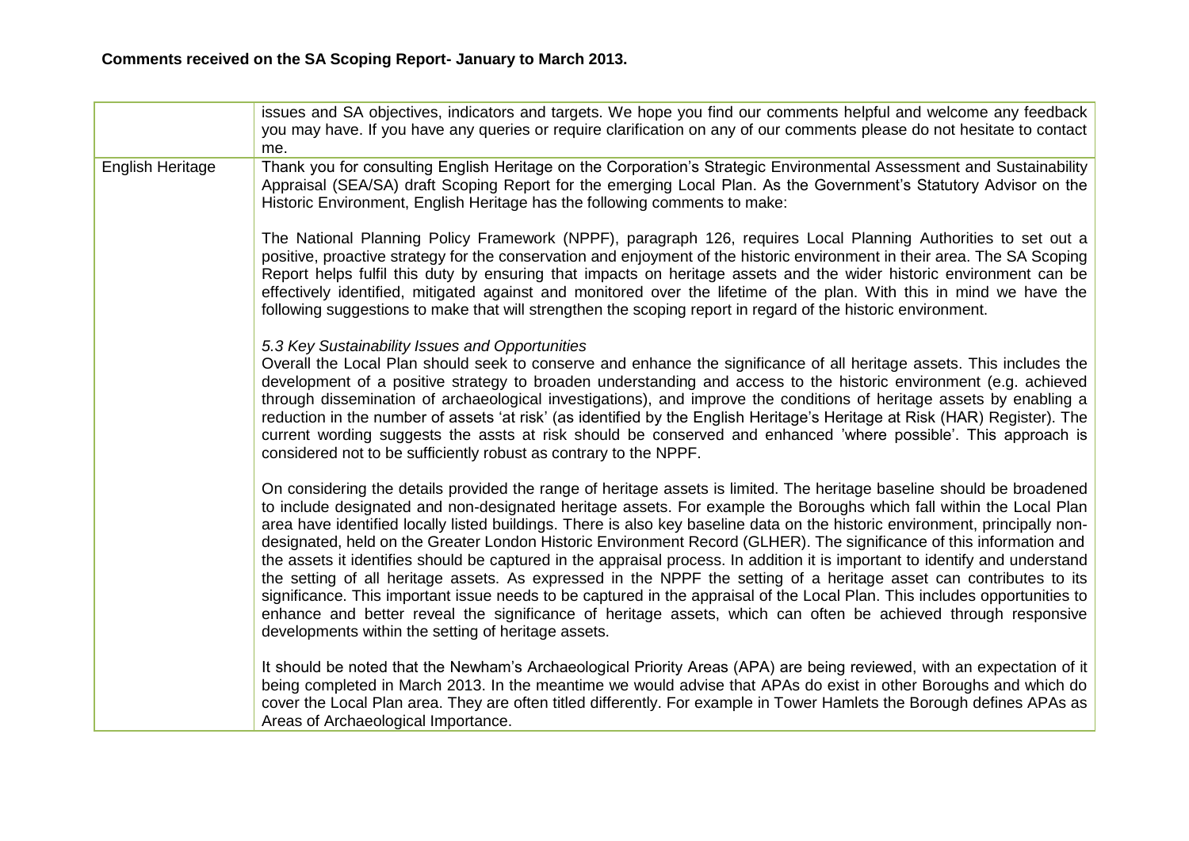**Comments received on the SA Scoping Report- January to March 2013.**

| | |
|---|---|
| | issues and SA objectives, indicators and targets. We hope you find our comments helpful and welcome any feedback you may have. If you have any queries or require clarification on any of our comments please do not hesitate to contact me. |
| English Heritage | Thank you for consulting English Heritage on the Corporation's Strategic Environmental Assessment and Sustainability Appraisal (SEA/SA) draft Scoping Report for the emerging Local Plan. As the Government's Statutory Advisor on the Historic Environment, English Heritage has the following comments to make:<br><br>The National Planning Policy Framework (NPPF), paragraph 126, requires Local Planning Authorities to set out a positive, proactive strategy for the conservation and enjoyment of the historic environment in their area. The SA Scoping Report helps fulfil this duty by ensuring that impacts on heritage assets and the wider historic environment can be effectively identified, mitigated against and monitored over the lifetime of the plan. With this in mind we have the following suggestions to make that will strengthen the scoping report in regard of the historic environment.<br><br>*5.3 Key Sustainability Issues and Opportunities*<br>Overall the Local Plan should seek to conserve and enhance the significance of all heritage assets. This includes the development of a positive strategy to broaden understanding and access to the historic environment (e.g. achieved through dissemination of archaeological investigations), and improve the conditions of heritage assets by enabling a reduction in the number of assets 'at risk' (as identified by the English Heritage's Heritage at Risk (HAR) Register). The current wording suggests the assts at risk should be conserved and enhanced 'where possible'. This approach is considered not to be sufficiently robust as contrary to the NPPF.<br><br>On considering the details provided the range of heritage assets is limited. The heritage baseline should be broadened to include designated and non-designated heritage assets. For example the Boroughs which fall within the Local Plan area have identified locally listed buildings. There is also key baseline data on the historic environment, principally non-designated, held on the Greater London Historic Environment Record (GLHER). The significance of this information and the assets it identifies should be captured in the appraisal process. In addition it is important to identify and understand the setting of all heritage assets. As expressed in the NPPF the setting of a heritage asset can contributes to its significance. This important issue needs to be captured in the appraisal of the Local Plan. This includes opportunities to enhance and better reveal the significance of heritage assets, which can often be achieved through responsive developments within the setting of heritage assets.<br><br>It should be noted that the Newham's Archaeological Priority Areas (APA) are being reviewed, with an expectation of it being completed in March 2013. In the meantime we would advise that APAs do exist in other Boroughs and which do cover the Local Plan area. They are often titled differently. For example in Tower Hamlets the Borough defines APAs as Areas of Archaeological Importance. |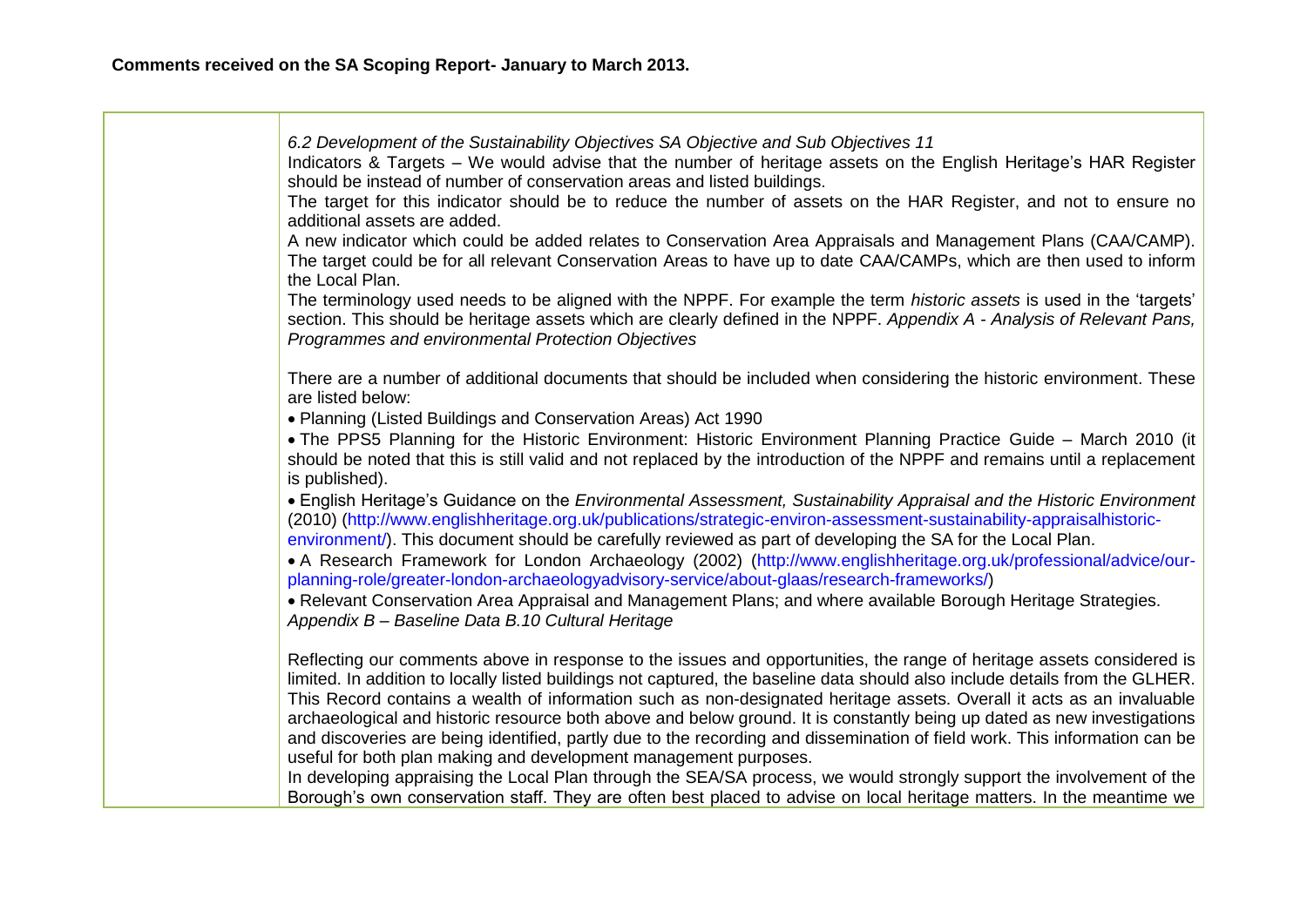**Comments received on the SA Scoping Report- January to March 2013.**

| | |
|---|---|
| | *6.2 Development of the Sustainability Objectives SA Objective and Sub Objectives 11*<br>Indicators & Targets – We would advise that the number of heritage assets on the English Heritage's HAR Register should be instead of number of conservation areas and listed buildings.<br>The target for this indicator should be to reduce the number of assets on the HAR Register, and not to ensure no additional assets are added.<br>A new indicator which could be added relates to Conservation Area Appraisals and Management Plans (CAA/CAMP). The target could be for all relevant Conservation Areas to have up to date CAA/CAMPs, which are then used to inform the Local Plan.<br>The terminology used needs to be aligned with the NPPF. For example the term *historic assets* is used in the 'targets' section. This should be heritage assets which are clearly defined in the NPPF. *Appendix A - Analysis of Relevant Pans, Programmes and environmental Protection Objectives*<br><br>There are a number of additional documents that should be included when considering the historic environment. These are listed below:<br>• Planning (Listed Buildings and Conservation Areas) Act 1990<br>• The PPS5 Planning for the Historic Environment: Historic Environment Planning Practice Guide – March 2010 (it should be noted that this is still valid and not replaced by the introduction of the NPPF and remains until a replacement is published).<br>• English Heritage's Guidance on the *Environmental Assessment, Sustainability Appraisal and the Historic Environment* (2010) (http://www.englishheritage.org.uk/publications/strategic-environ-assessment-sustainability-appraisalhistoric-environment/). This document should be carefully reviewed as part of developing the SA for the Local Plan.<br>• A Research Framework for London Archaeology (2002) (http://www.englishheritage.org.uk/professional/advice/our-planning-role/greater-london-archaeologyadvisory-service/about-glaas/research-frameworks/)<br>• Relevant Conservation Area Appraisal and Management Plans; and where available Borough Heritage Strategies.<br>*Appendix B – Baseline Data B.10 Cultural Heritage*<br><br>Reflecting our comments above in response to the issues and opportunities, the range of heritage assets considered is limited. In addition to locally listed buildings not captured, the baseline data should also include details from the GLHER. This Record contains a wealth of information such as non-designated heritage assets. Overall it acts as an invaluable archaeological and historic resource both above and below ground. It is constantly being up dated as new investigations and discoveries are being identified, partly due to the recording and dissemination of field work. This information can be useful for both plan making and development management purposes.<br>In developing appraising the Local Plan through the SEA/SA process, we would strongly support the involvement of the Borough's own conservation staff. They are often best placed to advise on local heritage matters. In the meantime we |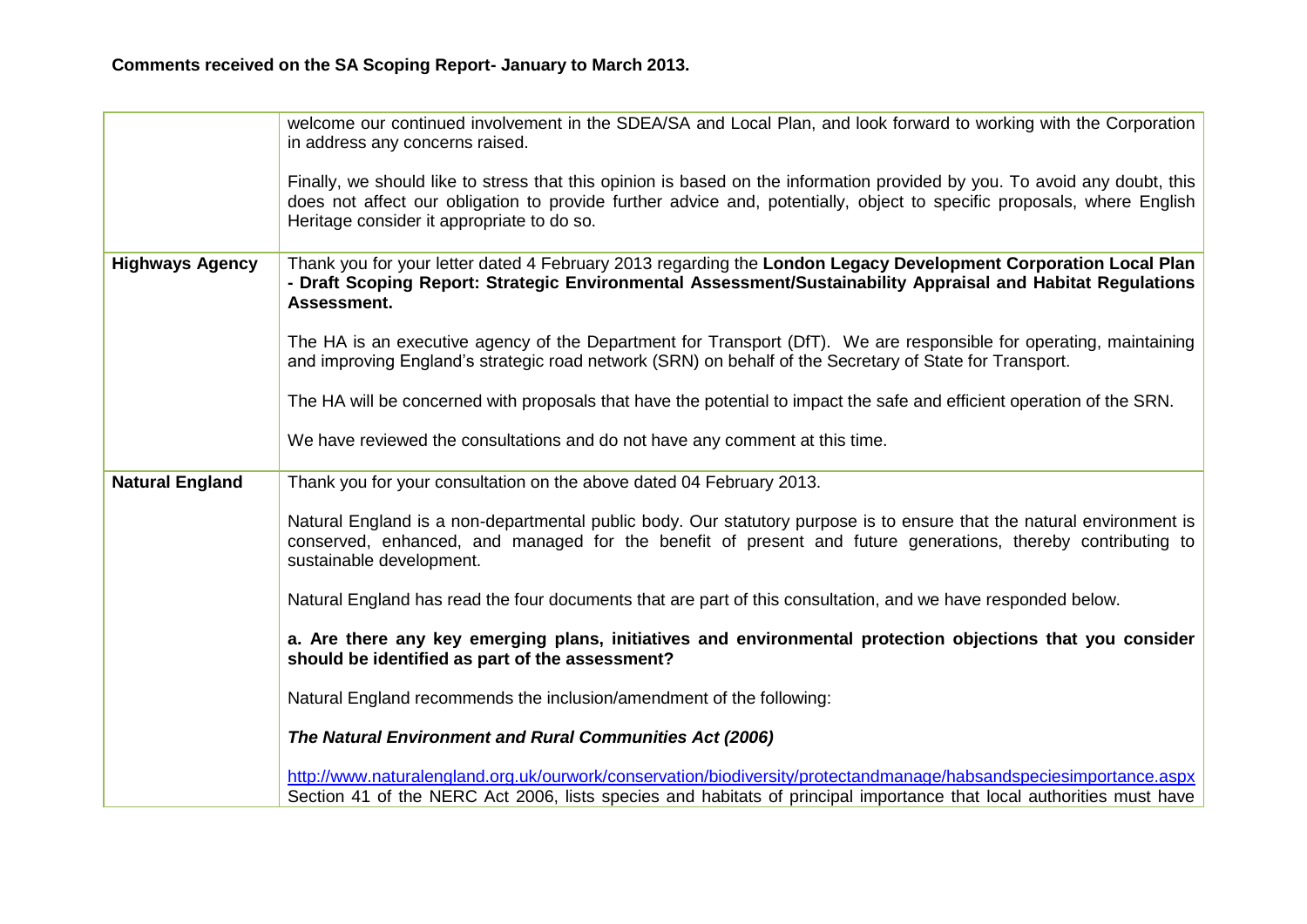**Comments received on the SA Scoping Report- January to March 2013.**

| | |
|---|---|
| | welcome our continued involvement in the SDEA/SA and Local Plan, and look forward to working with the Corporation in address any concerns raised.<br><br>Finally, we should like to stress that this opinion is based on the information provided by you. To avoid any doubt, this does not affect our obligation to provide further advice and, potentially, object to specific proposals, where English Heritage consider it appropriate to do so. |
| **Highways Agency** | Thank you for your letter dated 4 February 2013 regarding the **London Legacy Development Corporation Local Plan - Draft Scoping Report: Strategic Environmental Assessment/Sustainability Appraisal and Habitat Regulations Assessment.**<br><br>The HA is an executive agency of the Department for Transport (DfT). We are responsible for operating, maintaining and improving England's strategic road network (SRN) on behalf of the Secretary of State for Transport.<br><br>The HA will be concerned with proposals that have the potential to impact the safe and efficient operation of the SRN.<br><br>We have reviewed the consultations and do not have any comment at this time. |
| **Natural England** | Thank you for your consultation on the above dated 04 February 2013.<br><br>Natural England is a non-departmental public body. Our statutory purpose is to ensure that the natural environment is conserved, enhanced, and managed for the benefit of present and future generations, thereby contributing to sustainable development.<br><br>Natural England has read the four documents that are part of this consultation, and we have responded below.<br><br>**a. Are there any key emerging plans, initiatives and environmental protection objections that you consider should be identified as part of the assessment?**<br><br>Natural England recommends the inclusion/amendment of the following:<br><br>***The Natural Environment and Rural Communities Act (2006)***<br><br>http://www.naturalengland.org.uk/ourwork/conservation/biodiversity/protectandmanage/habsandspeciesimportance.aspx<br>Section 41 of the NERC Act 2006, lists species and habitats of principal importance that local authorities must have |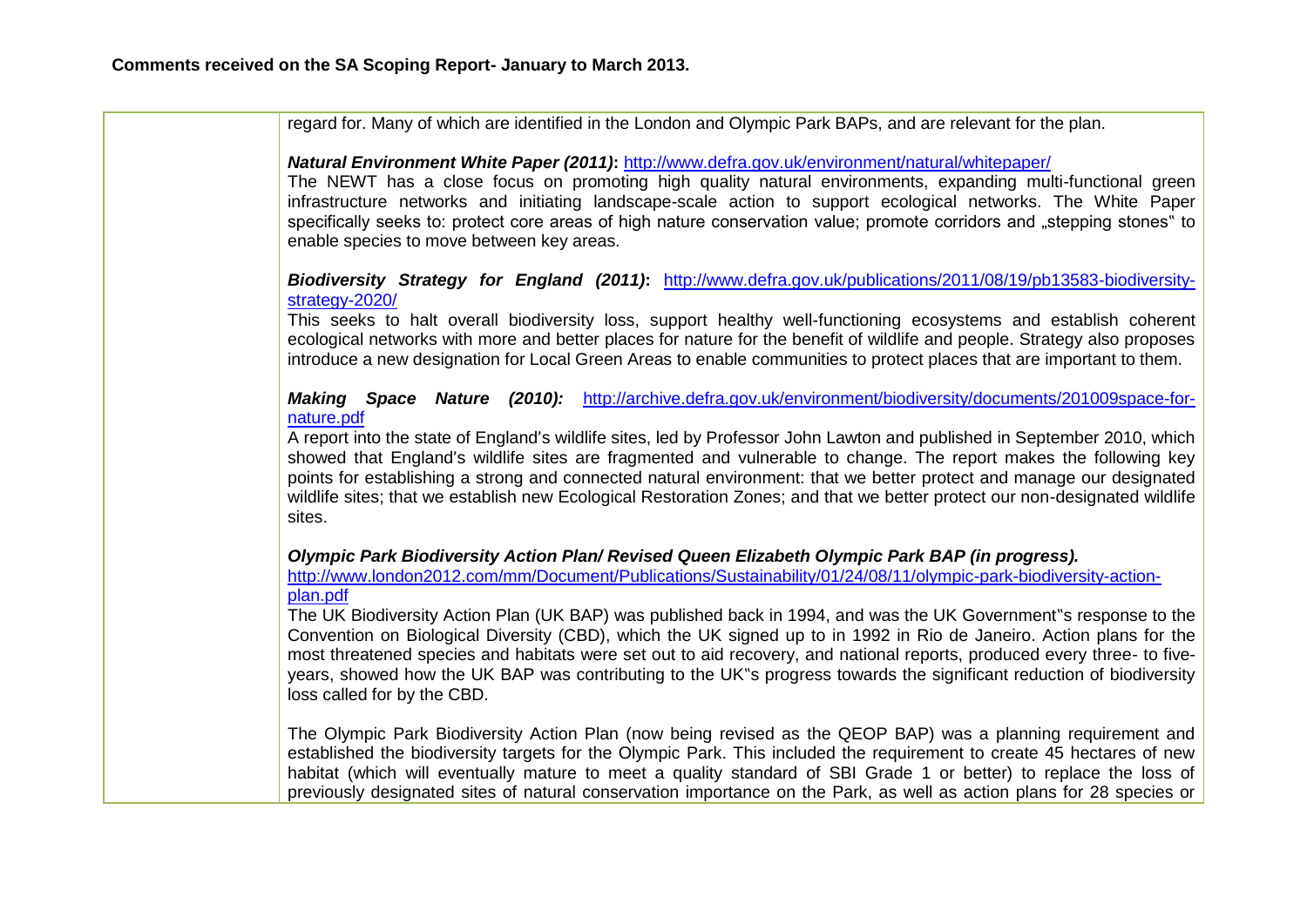**Comments received on the SA Scoping Report- January to March 2013.**

| | |
|---|---|
| | regard for. Many of which are identified in the London and Olympic Park BAPs, and are relevant for the plan.<br><br>***Natural Environment White Paper (2011)*:** http://www.defra.gov.uk/environment/natural/whitepaper/<br>The NEWT has a close focus on promoting high quality natural environments, expanding multi-functional green infrastructure networks and initiating landscape-scale action to support ecological networks. The White Paper specifically seeks to: protect core areas of high nature conservation value; promote corridors and „stepping stones" to enable species to move between key areas.<br><br>***Biodiversity Strategy for England (2011)*:** http://www.defra.gov.uk/publications/2011/08/19/pb13583-biodiversity-strategy-2020/<br>This seeks to halt overall biodiversity loss, support healthy well-functioning ecosystems and establish coherent ecological networks with more and better places for nature for the benefit of wildlife and people. Strategy also proposes introduce a new designation for Local Green Areas to enable communities to protect places that are important to them.<br><br>***Making Space Nature (2010):*** http://archive.defra.gov.uk/environment/biodiversity/documents/201009space-for-nature.pdf<br>A report into the state of England's wildlife sites, led by Professor John Lawton and published in September 2010, which showed that England's wildlife sites are fragmented and vulnerable to change. The report makes the following key points for establishing a strong and connected natural environment: that we better protect and manage our designated wildlife sites; that we establish new Ecological Restoration Zones; and that we better protect our non-designated wildlife sites.<br><br>***Olympic Park Biodiversity Action Plan/ Revised Queen Elizabeth Olympic Park BAP (in progress).***<br>http://www.london2012.com/mm/Document/Publications/Sustainability/01/24/08/11/olympic-park-biodiversity-action-plan.pdf<br>The UK Biodiversity Action Plan (UK BAP) was published back in 1994, and was the UK Government"s response to the Convention on Biological Diversity (CBD), which the UK signed up to in 1992 in Rio de Janeiro. Action plans for the most threatened species and habitats were set out to aid recovery, and national reports, produced every three- to five-years, showed how the UK BAP was contributing to the UK"s progress towards the significant reduction of biodiversity loss called for by the CBD.<br><br>The Olympic Park Biodiversity Action Plan (now being revised as the QEOP BAP) was a planning requirement and established the biodiversity targets for the Olympic Park. This included the requirement to create 45 hectares of new habitat (which will eventually mature to meet a quality standard of SBI Grade 1 or better) to replace the loss of previously designated sites of natural conservation importance on the Park, as well as action plans for 28 species or |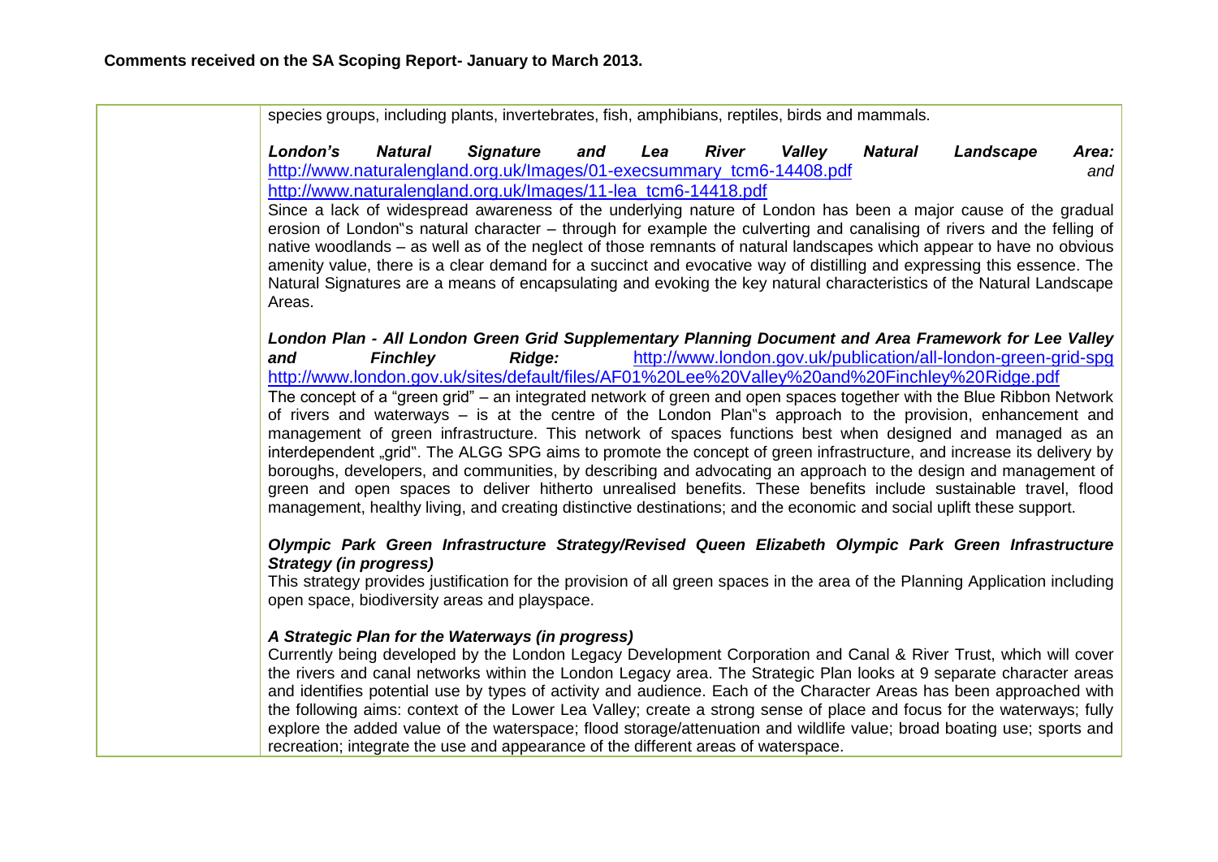**Comments received on the SA Scoping Report- January to March 2013.**

| | |
|---|---|
| | species groups, including plants, invertebrates, fish, amphibians, reptiles, birds and mammals.<br><br>***London's Natural Signature and Lea River Valley Natural Landscape Area:*** http://www.naturalengland.org.uk/Images/01-execsummary_tcm6-14408.pdf *and* http://www.naturalengland.org.uk/Images/11-lea_tcm6-14418.pdf<br>Since a lack of widespread awareness of the underlying nature of London has been a major cause of the gradual erosion of London"s natural character – through for example the culverting and canalising of rivers and the felling of native woodlands – as well as of the neglect of those remnants of natural landscapes which appear to have no obvious amenity value, there is a clear demand for a succinct and evocative way of distilling and expressing this essence. The Natural Signatures are a means of encapsulating and evoking the key natural characteristics of the Natural Landscape Areas.<br><br>***London Plan - All London Green Grid Supplementary Planning Document and Area Framework for Lee Valley and Finchley Ridge:*** http://www.london.gov.uk/publication/all-london-green-grid-spg http://www.london.gov.uk/sites/default/files/AF01%20Lee%20Valley%20and%20Finchley%20Ridge.pdf<br>The concept of a "green grid" – an integrated network of green and open spaces together with the Blue Ribbon Network of rivers and waterways – is at the centre of the London Plan"s approach to the provision, enhancement and management of green infrastructure. This network of spaces functions best when designed and managed as an interdependent „grid". The ALGG SPG aims to promote the concept of green infrastructure, and increase its delivery by boroughs, developers, and communities, by describing and advocating an approach to the design and management of green and open spaces to deliver hitherto unrealised benefits. These benefits include sustainable travel, flood management, healthy living, and creating distinctive destinations; and the economic and social uplift these support.<br><br>***Olympic Park Green Infrastructure Strategy/Revised Queen Elizabeth Olympic Park Green Infrastructure Strategy (in progress)***<br>This strategy provides justification for the provision of all green spaces in the area of the Planning Application including open space, biodiversity areas and playspace.<br><br>***A Strategic Plan for the Waterways (in progress)***<br>Currently being developed by the London Legacy Development Corporation and Canal & River Trust, which will cover the rivers and canal networks within the London Legacy area. The Strategic Plan looks at 9 separate character areas and identifies potential use by types of activity and audience. Each of the Character Areas has been approached with the following aims: context of the Lower Lea Valley; create a strong sense of place and focus for the waterways; fully explore the added value of the waterspace; flood storage/attenuation and wildlife value; broad boating use; sports and recreation; integrate the use and appearance of the different areas of waterspace. |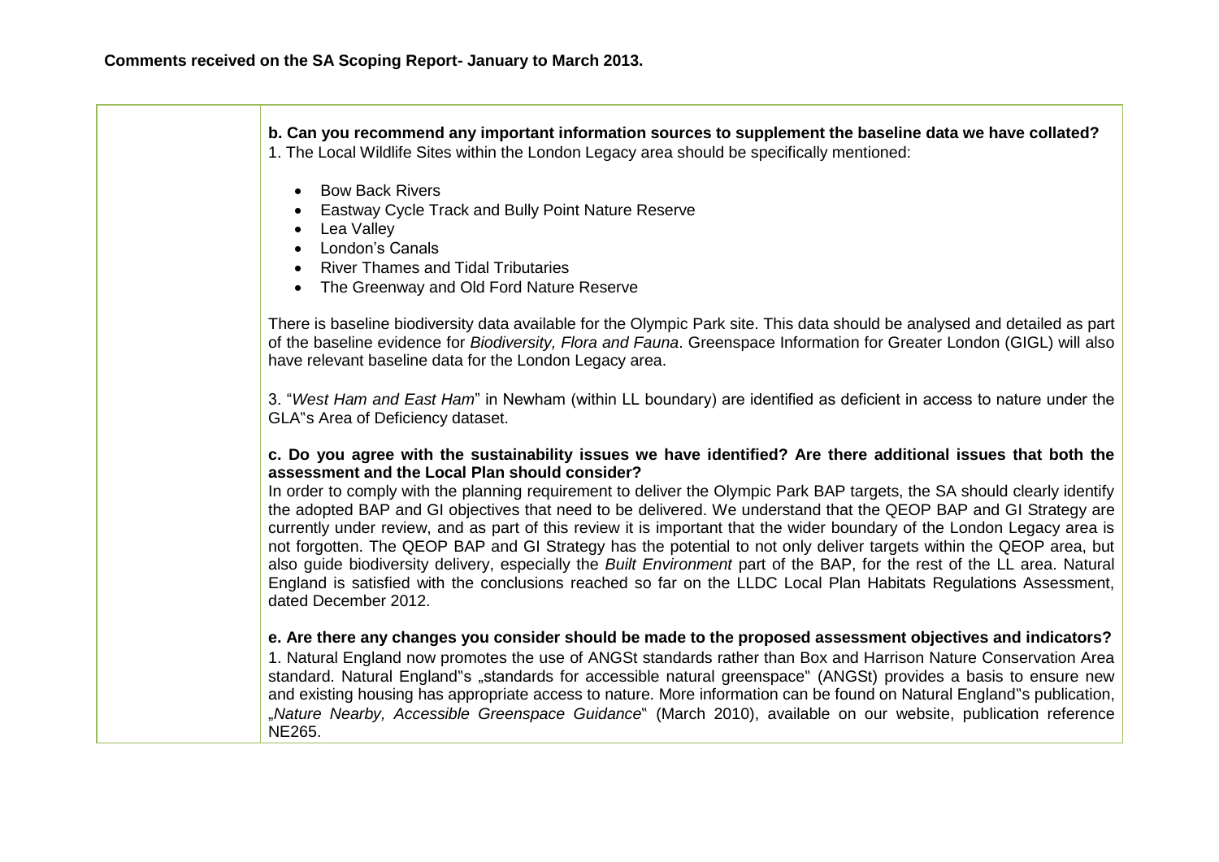**Comments received on the SA Scoping Report- January to March 2013.**

| | |
|---|---|
| | **b. Can you recommend any important information sources to supplement the baseline data we have collated?**<br>1. The Local Wildlife Sites within the London Legacy area should be specifically mentioned:<br><br>• Bow Back Rivers<br>• Eastway Cycle Track and Bully Point Nature Reserve<br>• Lea Valley<br>• London's Canals<br>• River Thames and Tidal Tributaries<br>• The Greenway and Old Ford Nature Reserve<br><br>There is baseline biodiversity data available for the Olympic Park site. This data should be analysed and detailed as part of the baseline evidence for *Biodiversity, Flora and Fauna*. Greenspace Information for Greater London (GIGL) will also have relevant baseline data for the London Legacy area.<br><br>3. "*West Ham and East Ham*" in Newham (within LL boundary) are identified as deficient in access to nature under the GLA"s Area of Deficiency dataset.<br><br>**c. Do you agree with the sustainability issues we have identified? Are there additional issues that both the assessment and the Local Plan should consider?**<br>In order to comply with the planning requirement to deliver the Olympic Park BAP targets, the SA should clearly identify the adopted BAP and GI objectives that need to be delivered. We understand that the QEOP BAP and GI Strategy are currently under review, and as part of this review it is important that the wider boundary of the London Legacy area is not forgotten. The QEOP BAP and GI Strategy has the potential to not only deliver targets within the QEOP area, but also guide biodiversity delivery, especially the *Built Environment* part of the BAP, for the rest of the LL area. Natural England is satisfied with the conclusions reached so far on the LLDC Local Plan Habitats Regulations Assessment, dated December 2012.<br><br>**e. Are there any changes you consider should be made to the proposed assessment objectives and indicators?**<br>1. Natural England now promotes the use of ANGSt standards rather than Box and Harrison Nature Conservation Area standard. Natural England"s „standards for accessible natural greenspace" (ANGSt) provides a basis to ensure new and existing housing has appropriate access to nature. More information can be found on Natural England"s publication, „*Nature Nearby, Accessible Greenspace Guidance*" (March 2010), available on our website, publication reference NE265. |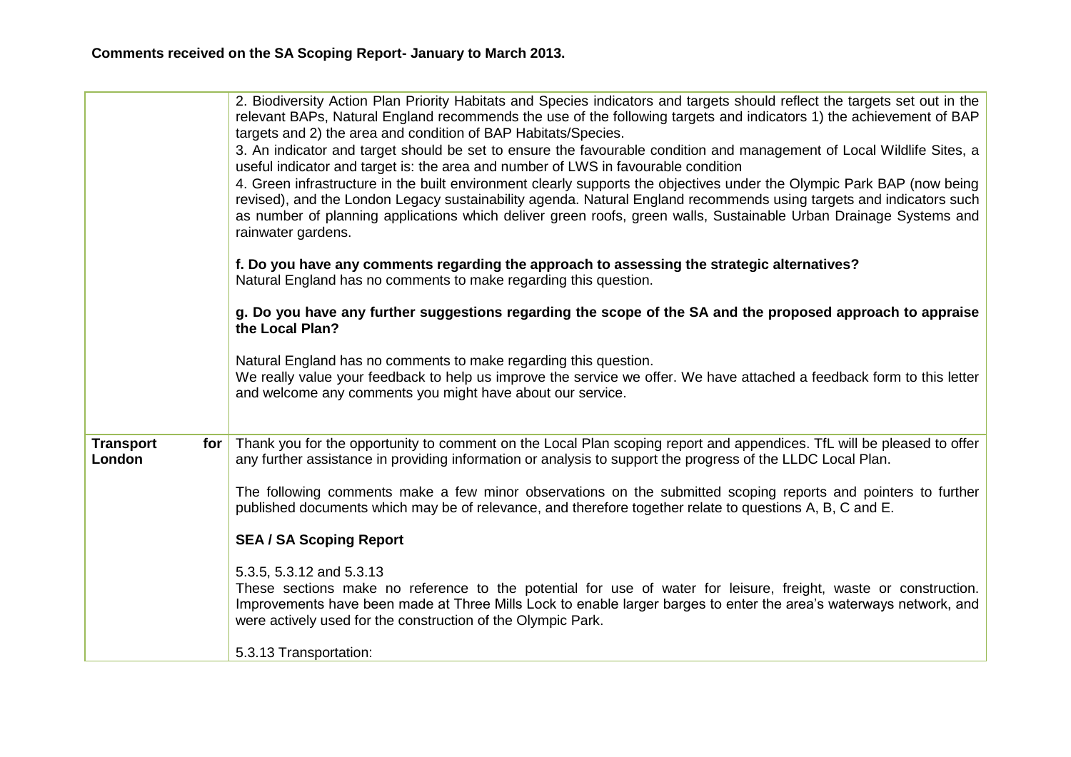**Comments received on the SA Scoping Report- January to March 2013.**

| | |
|---|---|
| | 2. Biodiversity Action Plan Priority Habitats and Species indicators and targets should reflect the targets set out in the relevant BAPs, Natural England recommends the use of the following targets and indicators 1) the achievement of BAP targets and 2) the area and condition of BAP Habitats/Species.<br>3. An indicator and target should be set to ensure the favourable condition and management of Local Wildlife Sites, a useful indicator and target is: the area and number of LWS in favourable condition<br>4. Green infrastructure in the built environment clearly supports the objectives under the Olympic Park BAP (now being revised), and the London Legacy sustainability agenda. Natural England recommends using targets and indicators such as number of planning applications which deliver green roofs, green walls, Sustainable Urban Drainage Systems and rainwater gardens.<br><br>**f. Do you have any comments regarding the approach to assessing the strategic alternatives?**<br>Natural England has no comments to make regarding this question.<br><br>**g. Do you have any further suggestions regarding the scope of the SA and the proposed approach to appraise the Local Plan?**<br><br>Natural England has no comments to make regarding this question.<br>We really value your feedback to help us improve the service we offer. We have attached a feedback form to this letter and welcome any comments you might have about our service. |
| **Transport for London** | Thank you for the opportunity to comment on the Local Plan scoping report and appendices. TfL will be pleased to offer any further assistance in providing information or analysis to support the progress of the LLDC Local Plan.<br><br>The following comments make a few minor observations on the submitted scoping reports and pointers to further published documents which may be of relevance, and therefore together relate to questions A, B, C and E.<br><br>**SEA / SA Scoping Report**<br><br>5.3.5, 5.3.12 and 5.3.13<br>These sections make no reference to the potential for use of water for leisure, freight, waste or construction. Improvements have been made at Three Mills Lock to enable larger barges to enter the area's waterways network, and were actively used for the construction of the Olympic Park.<br><br>5.3.13 Transportation: |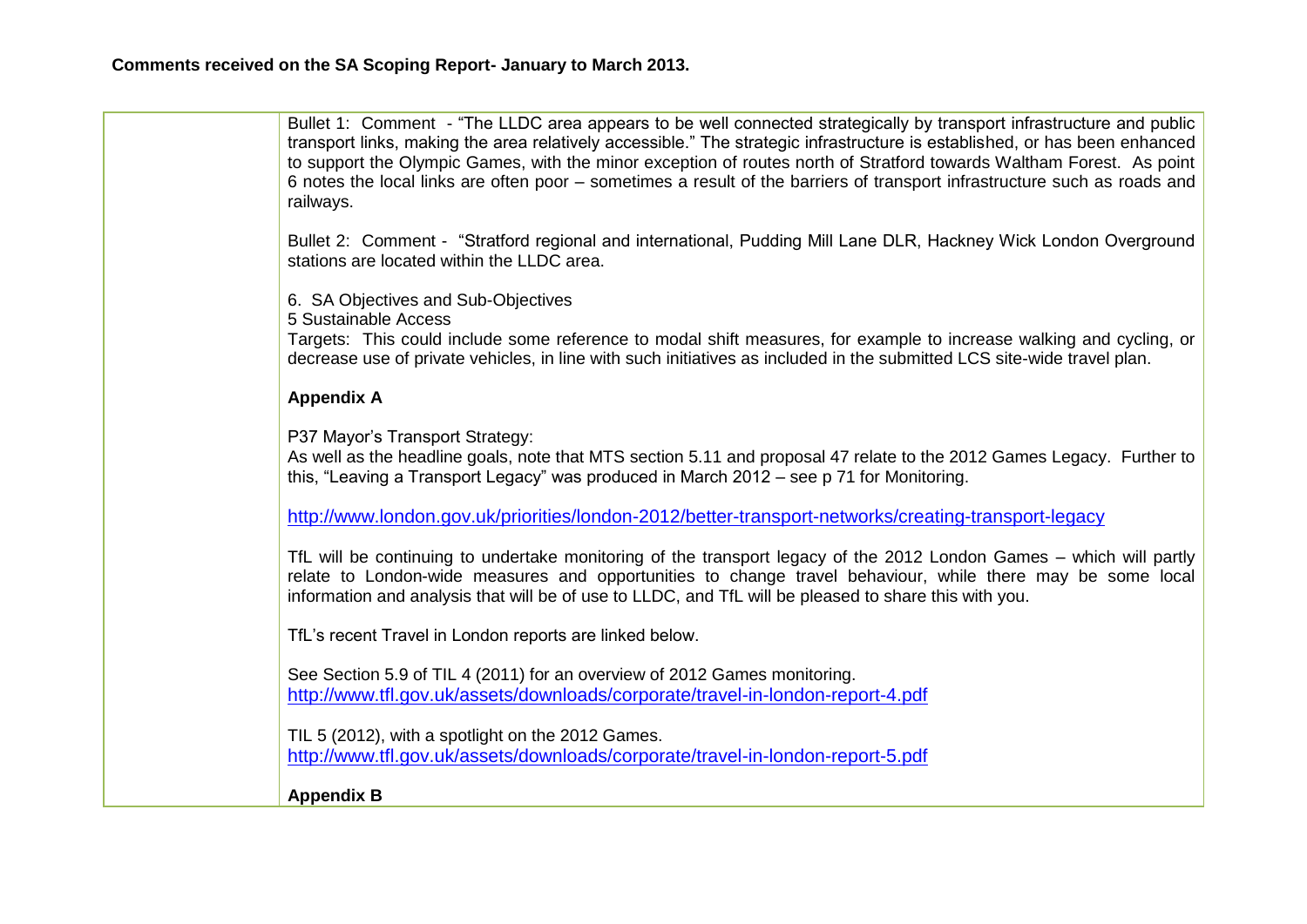**Comments received on the SA Scoping Report- January to March 2013.**

| | |
|---|---|
| | Bullet 1: Comment - "The LLDC area appears to be well connected strategically by transport infrastructure and public transport links, making the area relatively accessible." The strategic infrastructure is established, or has been enhanced to support the Olympic Games, with the minor exception of routes north of Stratford towards Waltham Forest. As point 6 notes the local links are often poor – sometimes a result of the barriers of transport infrastructure such as roads and railways.<br><br>Bullet 2: Comment - "Stratford regional and international, Pudding Mill Lane DLR, Hackney Wick London Overground stations are located within the LLDC area.<br><br>6. SA Objectives and Sub-Objectives<br>5 Sustainable Access<br>Targets: This could include some reference to modal shift measures, for example to increase walking and cycling, or decrease use of private vehicles, in line with such initiatives as included in the submitted LCS site-wide travel plan.<br><br>**Appendix A**<br><br>P37 Mayor's Transport Strategy:<br>As well as the headline goals, note that MTS section 5.11 and proposal 47 relate to the 2012 Games Legacy. Further to this, "Leaving a Transport Legacy" was produced in March 2012 – see p 71 for Monitoring.<br><br>http://www.london.gov.uk/priorities/london-2012/better-transport-networks/creating-transport-legacy<br><br>TfL will be continuing to undertake monitoring of the transport legacy of the 2012 London Games – which will partly relate to London-wide measures and opportunities to change travel behaviour, while there may be some local information and analysis that will be of use to LLDC, and TfL will be pleased to share this with you.<br><br>TfL's recent Travel in London reports are linked below.<br><br>See Section 5.9 of TIL 4 (2011) for an overview of 2012 Games monitoring.<br>http://www.tfl.gov.uk/assets/downloads/corporate/travel-in-london-report-4.pdf<br><br>TIL 5 (2012), with a spotlight on the 2012 Games.<br>http://www.tfl.gov.uk/assets/downloads/corporate/travel-in-london-report-5.pdf<br><br>**Appendix B** |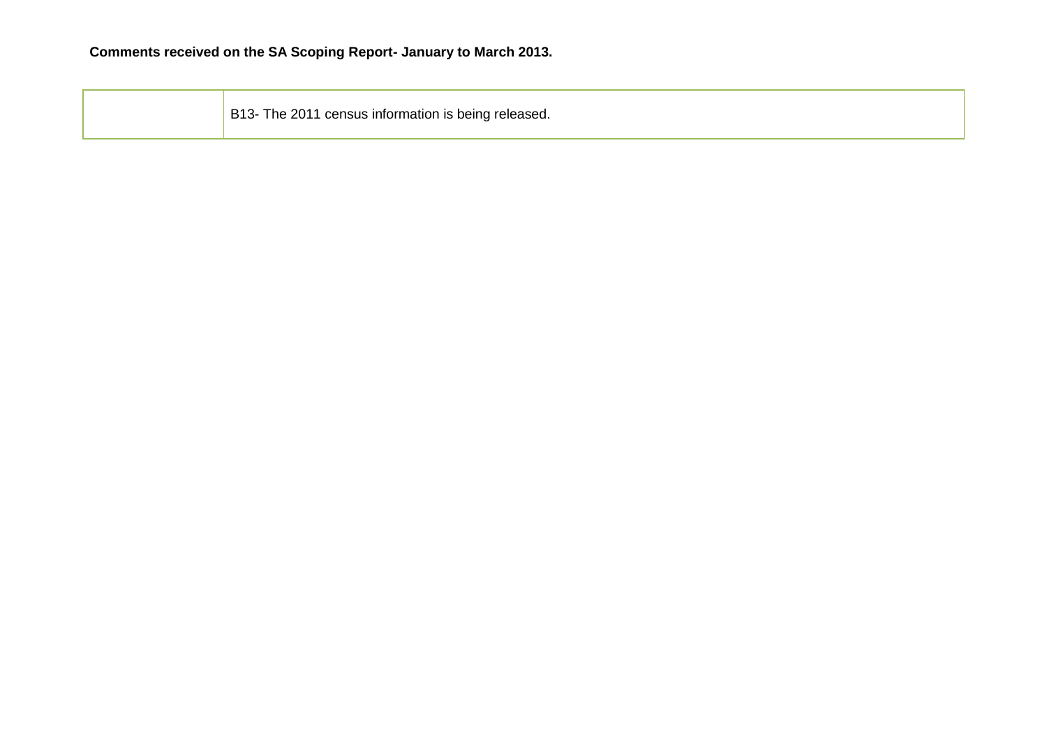**Comments received on the SA Scoping Report- January to March 2013.**

| | |
|---|---|
| | B13- The 2011 census information is being released. |